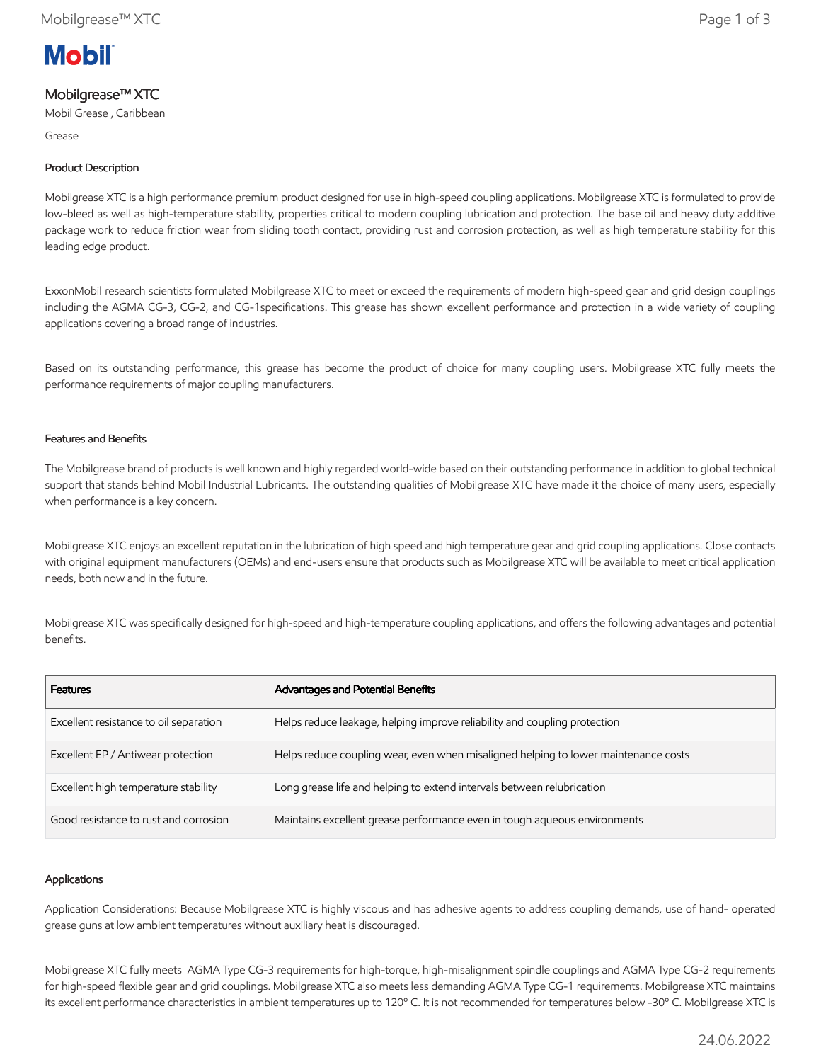# Mobil

## Mobilgrease™ XTC

Mobil Grease , Caribbean

Grease

### Product Description

Mobilgrease XTC is a high performance premium product designed for use in high-speed coupling applications. Mobilgrease XTC is formulated to provide low-bleed as well as high-temperature stability, properties critical to modern coupling lubrication and protection. The base oil and heavy duty additive package work to reduce friction wear from sliding tooth contact, providing rust and corrosion protection, as well as high temperature stability for this leading edge product.

ExxonMobil research scientists formulated Mobilgrease XTC to meet or exceed the requirements of modern high-speed gear and grid design couplings including the AGMA CG-3, CG-2, and CG-1specifications. This grease has shown excellent performance and protection in a wide variety of coupling applications covering a broad range of industries.

Based on its outstanding performance, this grease has become the product of choice for many coupling users. Mobilgrease XTC fully meets the performance requirements of major coupling manufacturers.

### Features and Benefits

The Mobilgrease brand of products is well known and highly regarded world-wide based on their outstanding performance in addition to global technical support that stands behind Mobil Industrial Lubricants. The outstanding qualities of Mobilgrease XTC have made it the choice of many users, especially when performance is a key concern.

Mobilgrease XTC enjoys an excellent reputation in the lubrication of high speed and high temperature gear and grid coupling applications. Close contacts with original equipment manufacturers (OEMs) and end-users ensure that products such as Mobilgrease XTC will be available to meet critical application needs, both now and in the future.

Mobilgrease XTC was specifically designed for high-speed and high-temperature coupling applications, and offers the following advantages and potential benefits.

| Features | Advantages and Potential Benefits |
| --- | --- |
| Excellent resistance to oil separation | Helps reduce leakage, helping improve reliability and coupling protection |
| Excellent EP / Antiwear protection | Helps reduce coupling wear, even when misaligned helping to lower maintenance costs |
| Excellent high temperature stability | Long grease life and helping to extend intervals between relubrication |
| Good resistance to rust and corrosion | Maintains excellent grease performance even in tough aqueous environments |

### Applications

Application Considerations: Because Mobilgrease XTC is highly viscous and has adhesive agents to address coupling demands, use of hand- operated grease guns at low ambient temperatures without auxiliary heat is discouraged.

Mobilgrease XTC fully meets AGMA Type CG-3 requirements for high-torque, high-misalignment spindle couplings and AGMA Type CG-2 requirements for high-speed flexible gear and grid couplings. Mobilgrease XTC also meets less demanding AGMA Type CG-1 requirements. Mobilgrease XTC maintains its excellent performance characteristics in ambient temperatures up to 120º C. It is not recommended for temperatures below -30º C. Mobilgrease XTC is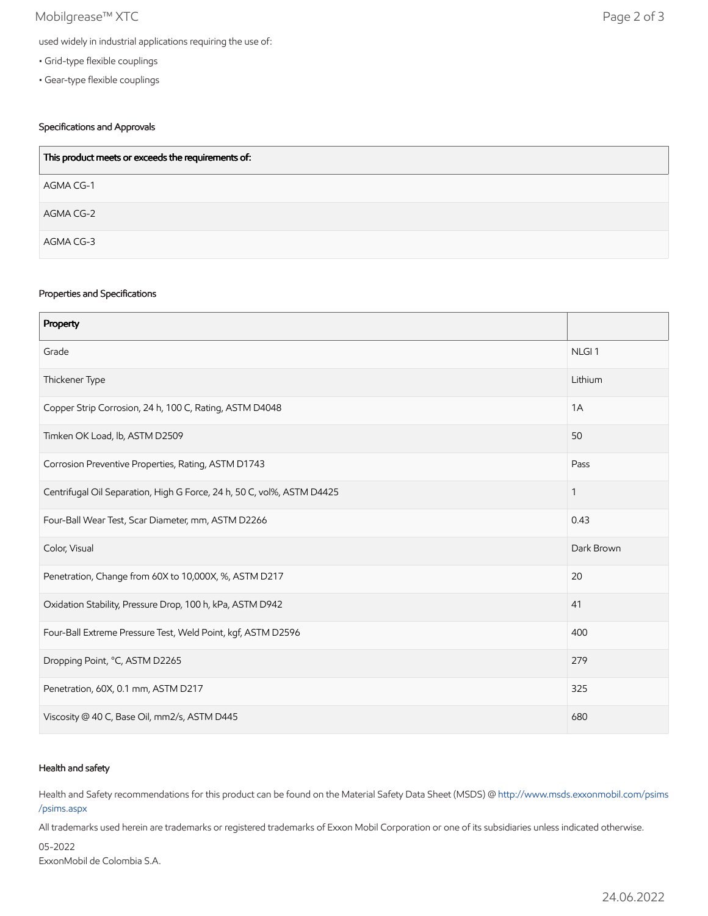used widely in industrial applications requiring the use of:

- Grid-type flexible couplings
- Gear-type flexible couplings

### Specifications and Approvals

| This product meets or exceeds the requirements of: |
|---|
| AGMA CG-1 |
| AGMA CG-2 |
| AGMA CG-3 |

### Properties and Specifications

| Property | |
|---|---|
| Grade | NLGI 1 |
| Thickener Type | Lithium |
| Copper Strip Corrosion, 24 h, 100 C, Rating, ASTM D4048 | 1A |
| Timken OK Load, lb, ASTM D2509 | 50 |
| Corrosion Preventive Properties, Rating, ASTM D1743 | Pass |
| Centrifugal Oil Separation, High G Force, 24 h, 50 C, vol%, ASTM D4425 | 1 |
| Four-Ball Wear Test, Scar Diameter, mm, ASTM D2266 | 0.43 |
| Color, Visual | Dark Brown |
| Penetration, Change from 60X to 10,000X, %, ASTM D217 | 20 |
| Oxidation Stability, Pressure Drop, 100 h, kPa, ASTM D942 | 41 |
| Four-Ball Extreme Pressure Test, Weld Point, kgf, ASTM D2596 | 400 |
| Dropping Point, °C, ASTM D2265 | 279 |
| Penetration, 60X, 0.1 mm, ASTM D217 | 325 |
| Viscosity @ 40 C, Base Oil, mm2/s, ASTM D445 | 680 |

### Health and safety

Health and Safety recommendations for this product can be found on the Material Safety Data Sheet (MSDS) @ http://www.msds.exxonmobil.com/psims/psims.aspx

All trademarks used herein are trademarks or registered trademarks of Exxon Mobil Corporation or one of its subsidiaries unless indicated otherwise.

05-2022
ExxonMobil de Colombia S.A.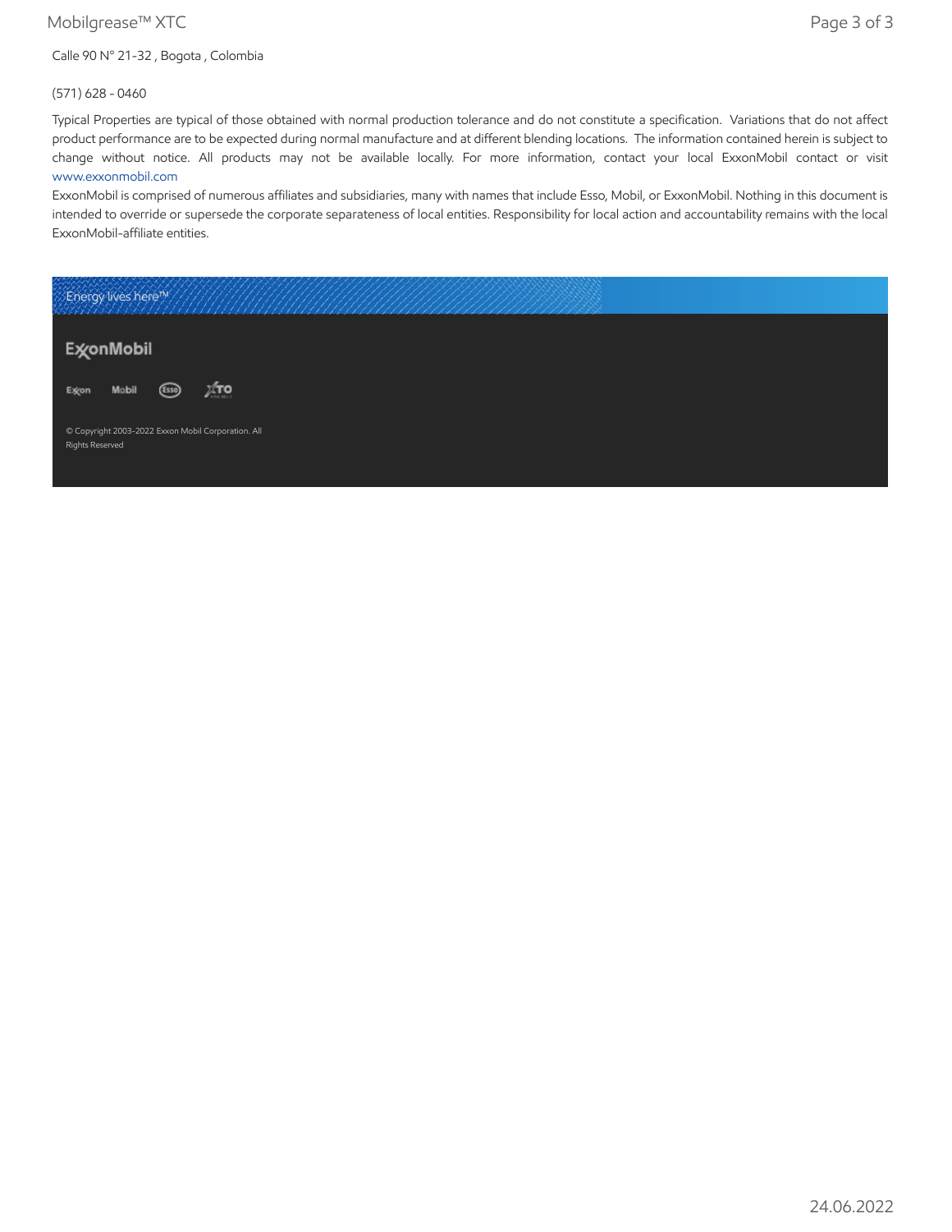Calle 90 N° 21-32 , Bogota , Colombia

(571) 628 - 0460

Typical Properties are typical of those obtained with normal production tolerance and do not constitute a specification. Variations that do not affect product performance are to be expected during normal manufacture and at different blending locations. The information contained herein is subject to change without notice. All products may not be available locally. For more information, contact your local ExxonMobil contact or visit www.exxonmobil.com

ExxonMobil is comprised of numerous affiliates and subsidiaries, many with names that include Esso, Mobil, or ExxonMobil. Nothing in this document is intended to override or supersede the corporate separateness of local entities. Responsibility for local action and accountability remains with the local ExxonMobil-affiliate entities.

Energy lives here™

ExxonMobil

Exxon Mobil Esso XTO

© Copyright 2003-2022 Exxon Mobil Corporation. All Rights Reserved

24.06.2022